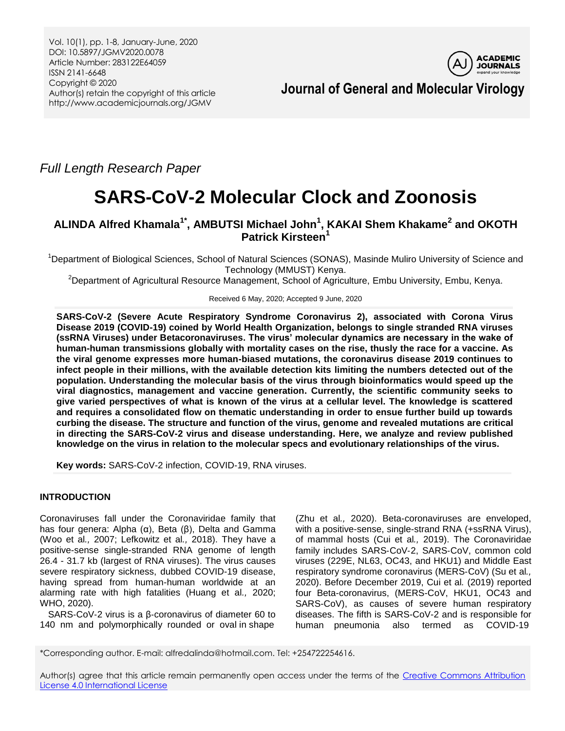*Full Length Research Paper*

# SARS-CoV-2 Molecular Clock and Zoonosis

**ALINDA Alfred Khamala[1*], AMBUTSI Michael John[1], KAKAI Shem Khakame[2] and OKOTH Patrick Kirsteen[1]**

[1]Department of Biological Sciences, School of Natural Sciences (SONAS), Masinde Muliro University of Science and Technology (MMUST) Kenya.

[2]Department of Agricultural Resource Management, School of Agriculture, Embu University, Embu, Kenya.

Received 6 May, 2020; Accepted 9 June, 2020

**SARS-CoV-2 (Severe Acute Respiratory Syndrome Coronavirus 2), associated with Corona Virus Disease 2019 (COVID-19) coined by World Health Organization, belongs to single stranded RNA viruses (ssRNA Viruses) under Betacoronaviruses. The virus' molecular dynamics are necessary in the wake of human-human transmissions globally with mortality cases on the rise, thusly the race for a vaccine. As the viral genome expresses more human-biased mutations, the coronavirus disease 2019 continues to infect people in their millions, with the available detection kits limiting the numbers detected out of the population. Understanding the molecular basis of the virus through bioinformatics would speed up the viral diagnostics, management and vaccine generation. Currently, the scientific community seeks to give varied perspectives of what is known of the virus at a cellular level. The knowledge is scattered and requires a consolidated flow on thematic understanding in order to ensue further build up towards curbing the disease. The structure and function of the virus, genome and revealed mutations are critical in directing the SARS-CoV-2 virus and disease understanding. Here, we analyze and review published knowledge on the virus in relation to the molecular specs and evolutionary relationships of the virus.**

**Key words:** SARS-CoV-2 infection, COVID-19, RNA viruses.

## INTRODUCTION

Coronaviruses fall under the Coronaviridae family that has four genera: Alpha (α), Beta (β), Delta and Gamma (Woo et al., 2007; Lefkowitz et al., 2018). They have a positive-sense single-stranded RNA genome of length 26.4 - 31.7 kb (largest of RNA viruses). The virus causes severe respiratory sickness, dubbed COVID-19 disease, having spread from human-human worldwide at an alarming rate with high fatalities (Huang et al., 2020; WHO, 2020).

SARS-CoV-2 virus is a β-coronavirus of diameter 60 to 140 nm and polymorphically rounded or oval in shape (Zhu et al., 2020). Beta-coronaviruses are enveloped, with a positive-sense, single-strand RNA (+ssRNA Virus), of mammal hosts (Cui et al., 2019). The Coronaviridae family includes SARS-CoV-2, SARS-CoV, common cold viruses (229E, NL63, OC43, and HKU1) and Middle East respiratory syndrome coronavirus (MERS-CoV) (Su et al., 2020). Before December 2019, Cui et al. (2019) reported four Beta-coronavirus, (MERS-CoV, HKU1, OC43 and SARS-CoV), as causes of severe human respiratory diseases. The fifth is SARS-CoV-2 and is responsible for human pneumonia also termed as COVID-19

*Corresponding author. E-mail: alfredalinda@hotmail.com. Tel: +254722254616.

Author(s) agree that this article remain permanently open access under the terms of the Creative Commons Attribution License 4.0 International License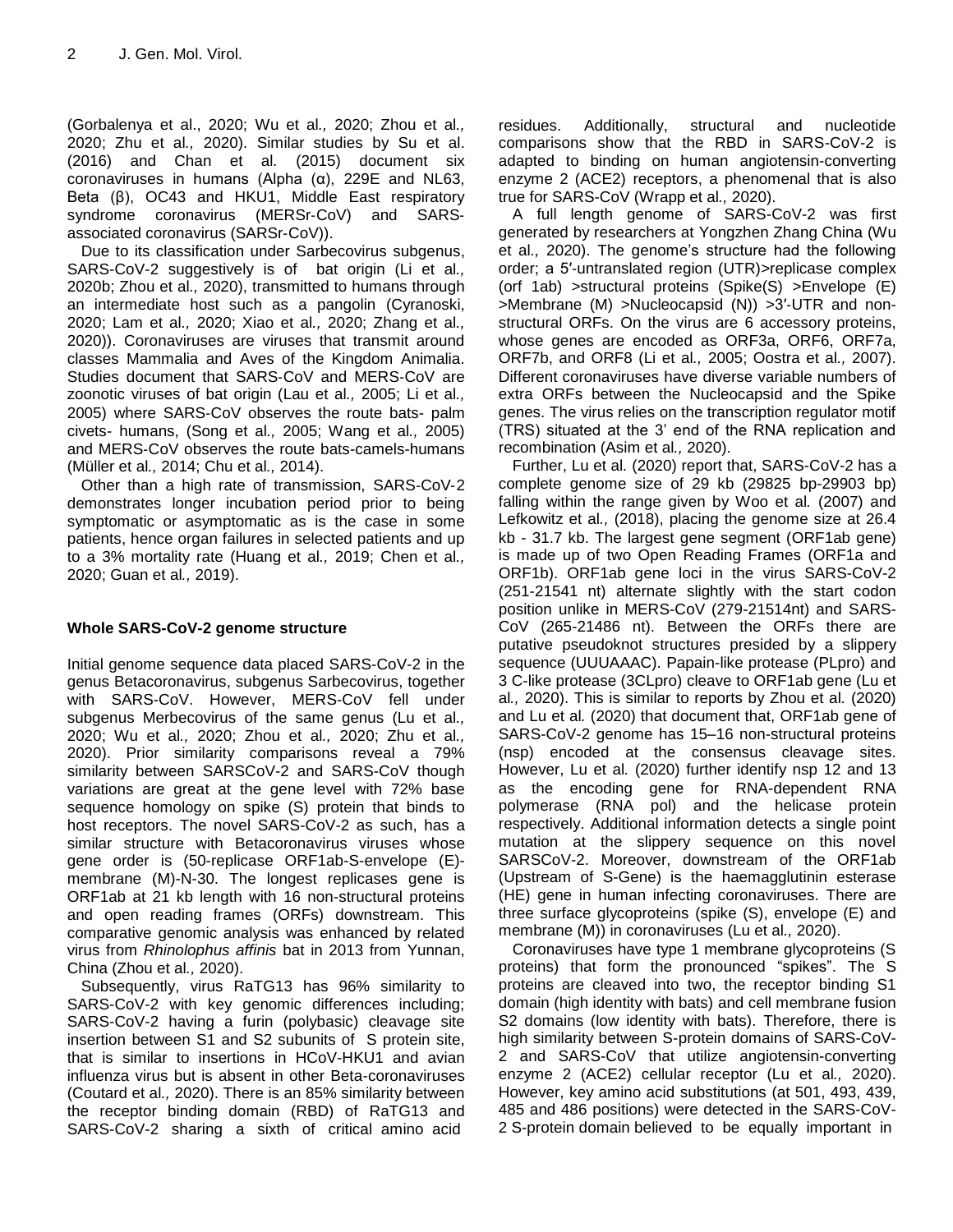(Gorbalenya et al., 2020; Wu et al*.,* 2020; Zhou et al*.,* 2020; Zhu et al*.,* 2020). Similar studies by Su et al. (2016) and Chan et al*.* (2015) document six coronaviruses in humans (Alpha (α), 229E and NL63, Beta (β), OC43 and HKU1, Middle East respiratory syndrome coronavirus (MERSr-CoV) and SARS-associated coronavirus (SARSr-CoV)).

Due to its classification under Sarbecovirus subgenus, SARS-CoV-2 suggestively is of bat origin (Li et al*.,* 2020b; Zhou et al*.,* 2020), transmitted to humans through an intermediate host such as a pangolin (Cyranoski, 2020; Lam et al*.,* 2020; Xiao et al*.,* 2020; Zhang et al*.,* 2020)). Coronaviruses are viruses that transmit around classes Mammalia and Aves of the Kingdom Animalia. Studies document that SARS-CoV and MERS-CoV are zoonotic viruses of bat origin (Lau et al*.,* 2005; Li et al*.,* 2005) where SARS-CoV observes the route bats- palm civets- humans, (Song et al*.,* 2005; Wang et al*.,* 2005) and MERS-CoV observes the route bats-camels-humans (Müller et al*.,* 2014; Chu et al*.,* 2014).

Other than a high rate of transmission, SARS-CoV-2 demonstrates longer incubation period prior to being symptomatic or asymptomatic as is the case in some patients, hence organ failures in selected patients and up to a 3% mortality rate (Huang et al*.,* 2019; Chen et al*.,* 2020; Guan et al*.,* 2019).

## Whole SARS-CoV-2 genome structure

Initial genome sequence data placed SARS-CoV-2 in the genus Betacoronavirus, subgenus Sarbecovirus, together with SARS-CoV. However, MERS-CoV fell under subgenus Merbecovirus of the same genus (Lu et al*.,* 2020; Wu et al*.,* 2020; Zhou et al*.,* 2020; Zhu et al*.,* 2020). Prior similarity comparisons reveal a 79% similarity between SARSCoV-2 and SARS-CoV though variations are great at the gene level with 72% base sequence homology on spike (S) protein that binds to host receptors. The novel SARS-CoV-2 as such, has a similar structure with Betacoronavirus viruses whose gene order is (50-replicase ORF1ab-S-envelope (E)-membrane (M)-N-30. The longest replicases gene is ORF1ab at 21 kb length with 16 non-structural proteins and open reading frames (ORFs) downstream. This comparative genomic analysis was enhanced by related virus from *Rhinolophus affinis* bat in 2013 from Yunnan, China (Zhou et al*.,* 2020).

Subsequently, virus RaTG13 has 96% similarity to SARS-CoV-2 with key genomic differences including; SARS-CoV-2 having a furin (polybasic) cleavage site insertion between S1 and S2 subunits of S protein site, that is similar to insertions in HCoV-HKU1 and avian influenza virus but is absent in other Beta-coronaviruses (Coutard et al*.,* 2020). There is an 85% similarity between the receptor binding domain (RBD) of RaTG13 and SARS-CoV-2 sharing a sixth of critical amino acid residues. Additionally, structural and nucleotide comparisons show that the RBD in SARS-CoV-2 is adapted to binding on human angiotensin-converting enzyme 2 (ACE2) receptors, a phenomenal that is also true for SARS-CoV (Wrapp et al*.,* 2020).

A full length genome of SARS-CoV-2 was first generated by researchers at Yongzhen Zhang China (Wu et al*.,* 2020). The genome's structure had the following order; a 5′-untranslated region (UTR)>replicase complex (orf 1ab) >structural proteins (Spike(S) >Envelope (E) >Membrane (M) >Nucleocapsid (N)) >3′-UTR and non-structural ORFs. On the virus are 6 accessory proteins, whose genes are encoded as ORF3a, ORF6, ORF7a, ORF7b, and ORF8 (Li et al*.,* 2005; Oostra et al*.,* 2007). Different coronaviruses have diverse variable numbers of extra ORFs between the Nucleocapsid and the Spike genes. The virus relies on the transcription regulator motif (TRS) situated at the 3' end of the RNA replication and recombination (Asim et al*.,* 2020).

Further, Lu et al*.* (2020) report that, SARS-CoV-2 has a complete genome size of 29 kb (29825 bp-29903 bp) falling within the range given by Woo et al*.* (2007) and Lefkowitz et al*.,* (2018), placing the genome size at 26.4 kb - 31.7 kb. The largest gene segment (ORF1ab gene) is made up of two Open Reading Frames (ORF1a and ORF1b). ORF1ab gene loci in the virus SARS-CoV-2 (251-21541 nt) alternate slightly with the start codon position unlike in MERS-CoV (279-21514nt) and SARS-CoV (265-21486 nt). Between the ORFs there are putative pseudoknot structures presided by a slippery sequence (UUUAAAC). Papain-like protease (PLpro) and 3 C-like protease (3CLpro) cleave to ORF1ab gene (Lu et al*.,* 2020). This is similar to reports by Zhou et al*.* (2020) and Lu et al*.* (2020) that document that, ORF1ab gene of SARS-CoV-2 genome has 15–16 non-structural proteins (nsp) encoded at the consensus cleavage sites. However, Lu et al*.* (2020) further identify nsp 12 and 13 as the encoding gene for RNA-dependent RNA polymerase (RNA pol) and the helicase protein respectively. Additional information detects a single point mutation at the slippery sequence on this novel SARSCoV-2. Moreover, downstream of the ORF1ab (Upstream of S-Gene) is the haemagglutinin esterase (HE) gene in human infecting coronaviruses. There are three surface glycoproteins (spike (S), envelope (E) and membrane (M)) in coronaviruses (Lu et al*.,* 2020).

Coronaviruses have type 1 membrane glycoproteins (S proteins) that form the pronounced "spikes". The S proteins are cleaved into two, the receptor binding S1 domain (high identity with bats) and cell membrane fusion S2 domains (low identity with bats). Therefore, there is high similarity between S-protein domains of SARS-CoV-2 and SARS-CoV that utilize angiotensin-converting enzyme 2 (ACE2) cellular receptor (Lu et al*.,* 2020). However, key amino acid substitutions (at 501, 493, 439, 485 and 486 positions) were detected in the SARS-CoV-2 S-protein domain believed to be equally important in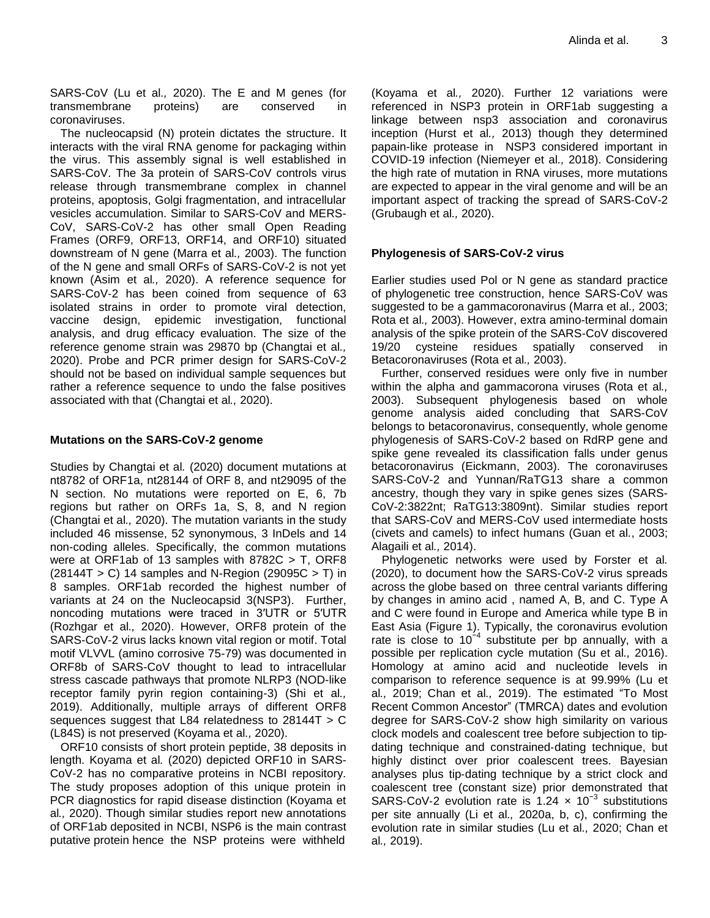SARS-CoV (Lu et al*.,* 2020). The E and M genes (for transmembrane proteins) are conserved in coronaviruses.

The nucleocapsid (N) protein dictates the structure. It interacts with the viral RNA genome for packaging within the virus. This assembly signal is well established in SARS-CoV. The 3a protein of SARS-CoV controls virus release through transmembrane complex in channel proteins, apoptosis, Golgi fragmentation, and intracellular vesicles accumulation. Similar to SARS-CoV and MERS-CoV, SARS-CoV-2 has other small Open Reading Frames (ORF9, ORF13, ORF14, and ORF10) situated downstream of N gene (Marra et al*.,* 2003). The function of the N gene and small ORFs of SARS-CoV-2 is not yet known (Asim et al*.,* 2020). A reference sequence for SARS-CoV-2 has been coined from sequence of 63 isolated strains in order to promote viral detection, vaccine design, epidemic investigation, functional analysis, and drug efficacy evaluation. The size of the reference genome strain was 29870 bp (Changtai et al*.,* 2020). Probe and PCR primer design for SARS-CoV-2 should not be based on individual sample sequences but rather a reference sequence to undo the false positives associated with that (Changtai et al*.,* 2020).

## Mutations on the SARS-CoV-2 genome

Studies by Changtai et al*.* (2020) document mutations at nt8782 of ORF1a, nt28144 of ORF 8, and nt29095 of the N section. No mutations were reported on E, 6, 7b regions but rather on ORFs 1a, S, 8, and N region (Changtai et al*.,* 2020). The mutation variants in the study included 46 missense, 52 synonymous, 3 InDels and 14 non-coding alleles. Specifically, the common mutations were at ORF1ab of 13 samples with 8782C > T, ORF8 (28144T > C) 14 samples and N-Region (29095C > T) in 8 samples. ORF1ab recorded the highest number of variants at 24 on the Nucleocapsid 3(NSP3). Further, noncoding mutations were traced in 3′UTR or 5′UTR (Rozhgar et al*.,* 2020). However, ORF8 protein of the SARS-CoV-2 virus lacks known vital region or motif. Total motif VLVVL (amino corrosive 75-79) was documented in ORF8b of SARS-CoV thought to lead to intracellular stress cascade pathways that promote NLRP3 (NOD-like receptor family pyrin region containing-3) (Shi et al*.,* 2019). Additionally, multiple arrays of different ORF8 sequences suggest that L84 relatedness to 28144T > C (L84S) is not preserved (Koyama et al*.,* 2020).

ORF10 consists of short protein peptide, 38 deposits in length. Koyama et al*.* (2020) depicted ORF10 in SARS-CoV-2 has no comparative proteins in NCBI repository. The study proposes adoption of this unique protein in PCR diagnostics for rapid disease distinction (Koyama et al*.,* 2020). Though similar studies report new annotations of ORF1ab deposited in NCBI, NSP6 is the main contrast putative protein hence the NSP proteins were withheld (Koyama et al*.,* 2020). Further 12 variations were referenced in NSP3 protein in ORF1ab suggesting a linkage between nsp3 association and coronavirus inception (Hurst et al*.,* 2013) though they determined papain-like protease in NSP3 considered important in COVID-19 infection (Niemeyer et al*.,* 2018). Considering the high rate of mutation in RNA viruses, more mutations are expected to appear in the viral genome and will be an important aspect of tracking the spread of SARS-CoV-2 (Grubaugh et al*.,* 2020).

## Phylogenesis of SARS-CoV-2 virus

Earlier studies used Pol or N gene as standard practice of phylogenetic tree construction, hence SARS-CoV was suggested to be a gammacoronavirus (Marra et al*.,* 2003; Rota et al*.,* 2003). However, extra amino-terminal domain analysis of the spike protein of the SARS-CoV discovered 19/20 cysteine residues spatially conserved in Betacoronaviruses (Rota et al*.,* 2003).

Further, conserved residues were only five in number within the alpha and gammacorona viruses (Rota et al*.,* 2003). Subsequent phylogenesis based on whole genome analysis aided concluding that SARS-CoV belongs to betacoronavirus, consequently, whole genome phylogenesis of SARS-CoV-2 based on RdRP gene and spike gene revealed its classification falls under genus betacoronavirus (Eickmann, 2003). The coronaviruses SARS-CoV-2 and Yunnan/RaTG13 share a common ancestry, though they vary in spike genes sizes (SARS-CoV-2:3822nt; RaTG13:3809nt). Similar studies report that SARS-CoV and MERS-CoV used intermediate hosts (civets and camels) to infect humans (Guan et al*.*, 2003; Alagaili et al*.,* 2014).

Phylogenetic networks were used by Forster et al*.* (2020), to document how the SARS-CoV-2 virus spreads across the globe based on three central variants differing by changes in amino acid , named A, B, and C. Type A and C were found in Europe and America while type B in East Asia (Figure 1). Typically, the coronavirus evolution rate is close to $10^{-4}$ substitute per bp annually, with a possible per replication cycle mutation (Su et al*.,* 2016). Homology at amino acid and nucleotide levels in comparison to reference sequence is at 99.99% (Lu et al*.,* 2019; Chan et al*.,* 2019). The estimated "To Most Recent Common Ancestor" (TMRCA) dates and evolution degree for SARS-CoV-2 show high similarity on various clock models and coalescent tree before subjection to tip-dating technique and constrained-dating technique, but highly distinct over prior coalescent trees. Bayesian analyses plus tip-dating technique by a strict clock and coalescent tree (constant size) prior demonstrated that SARS-CoV-2 evolution rate is $1.24 \times 10^{-3}$ substitutions per site annually (Li et al*.,* 2020a, b, c), confirming the evolution rate in similar studies (Lu et al*.,* 2020; Chan et al*.,* 2019).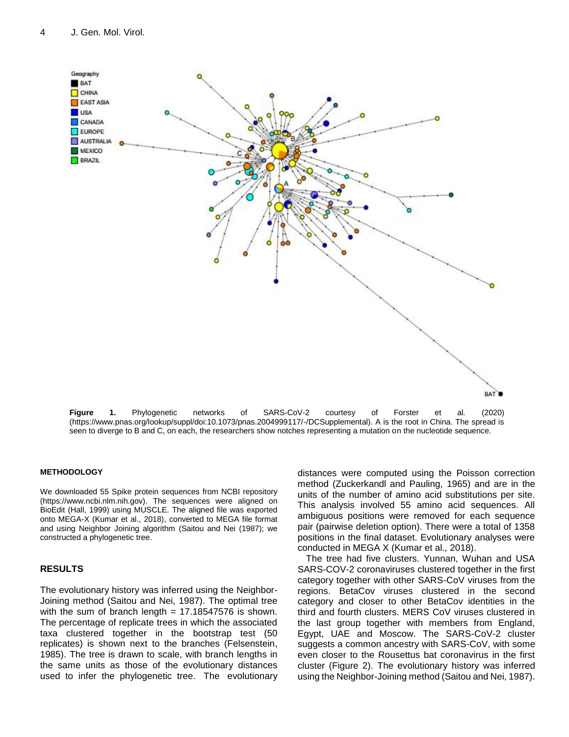**Figure 1.** Phylogenetic networks of SARS-CoV-2 courtesy of Forster et al. (2020) (https://www.pnas.org/lookup/suppl/doi:10.1073/pnas.2004999117/-/DCSupplemental). A is the root in China. The spread is seen to diverge to B and C, on each, the researchers show notches representing a mutation on the nucleotide sequence.

## METHODOLOGY

We downloaded 55 Spike protein sequences from NCBI repository (https://www.ncbi.nlm.nih.gov). The sequences were aligned on BioEdit (Hall, 1999) using MUSCLE. The aligned file was exported onto MEGA-X (Kumar et al., 2018), converted to MEGA file format and using Neighbor Joining algorithm (Saitou and Nei (1987); we constructed a phylogenetic tree.

## RESULTS

The evolutionary history was inferred using the Neighbor-Joining method (Saitou and Nei, 1987). The optimal tree with the sum of branch length = 17.18547576 is shown. The percentage of replicate trees in which the associated taxa clustered together in the bootstrap test (50 replicates) is shown next to the branches (Felsenstein, 1985). The tree is drawn to scale, with branch lengths in the same units as those of the evolutionary distances used to infer the phylogenetic tree. The evolutionary distances were computed using the Poisson correction method (Zuckerkandl and Pauling, 1965) and are in the units of the number of amino acid substitutions per site. This analysis involved 55 amino acid sequences. All ambiguous positions were removed for each sequence pair (pairwise deletion option). There were a total of 1358 positions in the final dataset. Evolutionary analyses were conducted in MEGA X (Kumar et al., 2018).

The tree had five clusters. Yunnan, Wuhan and USA SARS-COV-2 coronaviruses clustered together in the first category together with other SARS-CoV viruses from the regions. BetaCov viruses clustered in the second category and closer to other BetaCov identities in the third and fourth clusters. MERS CoV viruses clustered in the last group together with members from England, Egypt, UAE and Moscow. The SARS-CoV-2 cluster suggests a common ancestry with SARS-CoV, with some even closer to the Rousettus bat coronavirus in the first cluster (Figure 2). The evolutionary history was inferred using the Neighbor-Joining method (Saitou and Nei, 1987).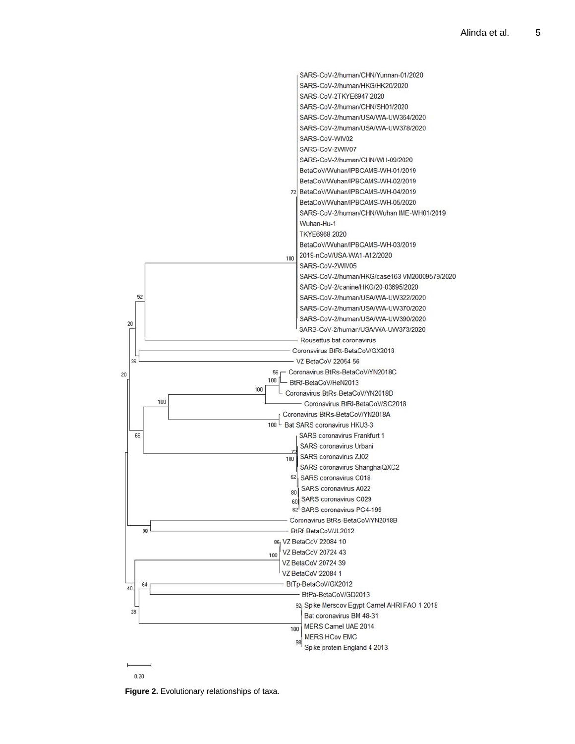**Figure 2.** Evolutionary relationships of taxa.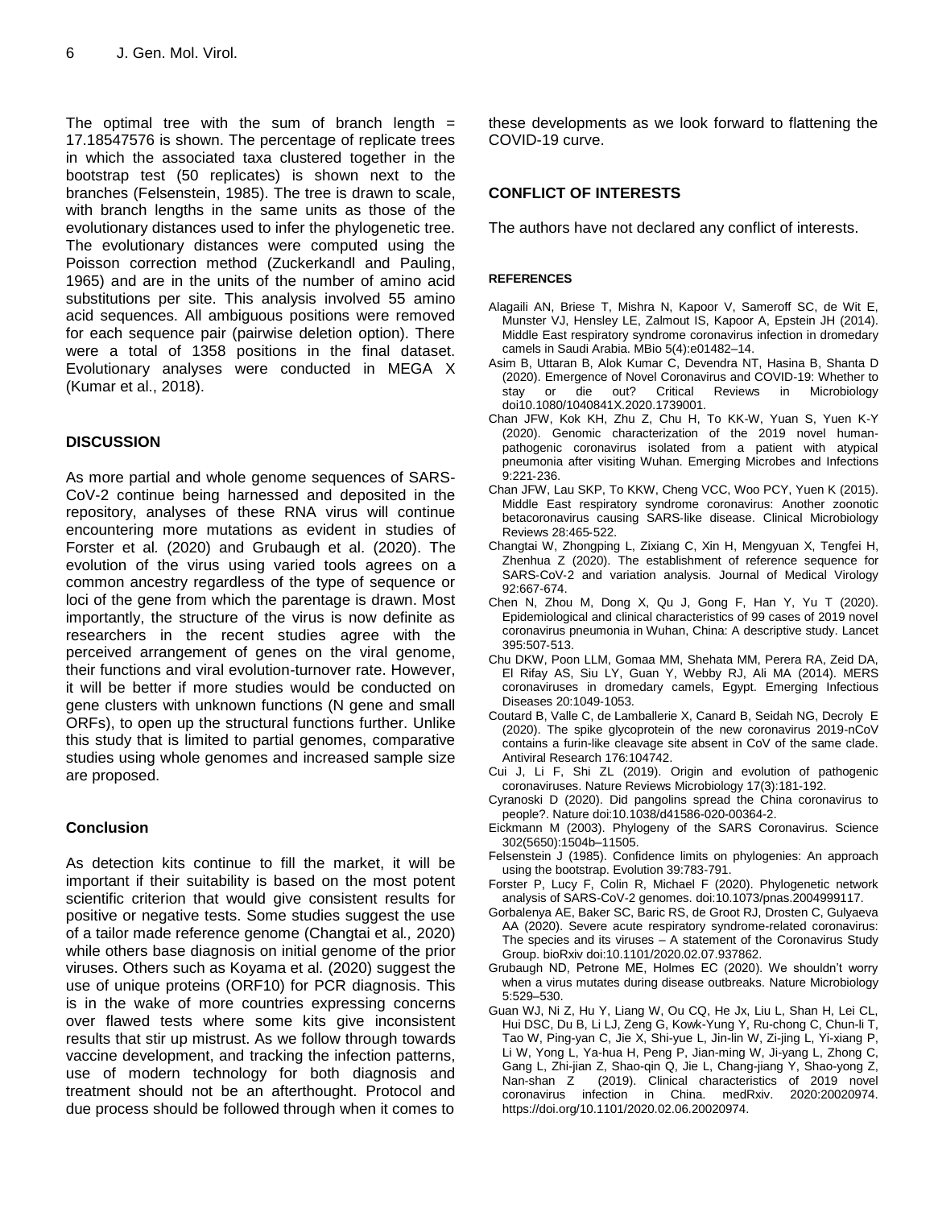The optimal tree with the sum of branch length = 17.18547576 is shown. The percentage of replicate trees in which the associated taxa clustered together in the bootstrap test (50 replicates) is shown next to the branches (Felsenstein, 1985). The tree is drawn to scale, with branch lengths in the same units as those of the evolutionary distances used to infer the phylogenetic tree. The evolutionary distances were computed using the Poisson correction method (Zuckerkandl and Pauling, 1965) and are in the units of the number of amino acid substitutions per site. This analysis involved 55 amino acid sequences. All ambiguous positions were removed for each sequence pair (pairwise deletion option). There were a total of 1358 positions in the final dataset. Evolutionary analyses were conducted in MEGA X (Kumar et al., 2018).

## DISCUSSION

As more partial and whole genome sequences of SARS-CoV-2 continue being harnessed and deposited in the repository, analyses of these RNA virus will continue encountering more mutations as evident in studies of Forster et al*.* (2020) and Grubaugh et al. (2020). The evolution of the virus using varied tools agrees on a common ancestry regardless of the type of sequence or loci of the gene from which the parentage is drawn. Most importantly, the structure of the virus is now definite as researchers in the recent studies agree with the perceived arrangement of genes on the viral genome, their functions and viral evolution-turnover rate. However, it will be better if more studies would be conducted on gene clusters with unknown functions (N gene and small ORFs), to open up the structural functions further. Unlike this study that is limited to partial genomes, comparative studies using whole genomes and increased sample size are proposed.

## Conclusion

As detection kits continue to fill the market, it will be important if their suitability is based on the most potent scientific criterion that would give consistent results for positive or negative tests. Some studies suggest the use of a tailor made reference genome (Changtai et al*.,* 2020) while others base diagnosis on initial genome of the prior viruses. Others such as Koyama et al*.* (2020) suggest the use of unique proteins (ORF10) for PCR diagnosis. This is in the wake of more countries expressing concerns over flawed tests where some kits give inconsistent results that stir up mistrust. As we follow through towards vaccine development, and tracking the infection patterns, use of modern technology for both diagnosis and treatment should not be an afterthought. Protocol and due process should be followed through when it comes to these developments as we look forward to flattening the COVID-19 curve.

## CONFLICT OF INTERESTS

The authors have not declared any conflict of interests.

## REFERENCES

Alagaili AN, Briese T, Mishra N, Kapoor V, Sameroff SC, de Wit E, Munster VJ, Hensley LE, Zalmout IS, Kapoor A, Epstein JH (2014). Middle East respiratory syndrome coronavirus infection in dromedary camels in Saudi Arabia. MBio 5(4):e01482–14.

Asim B, Uttaran B, Alok Kumar C, Devendra NT, Hasina B, Shanta D (2020). Emergence of Novel Coronavirus and COVID-19: Whether to stay or die out? Critical Reviews in Microbiology doi10.1080/1040841X.2020.1739001.

Chan JFW, Kok KH, Zhu Z, Chu H, To KK-W, Yuan S, Yuen K-Y (2020). Genomic characterization of the 2019 novel human-pathogenic coronavirus isolated from a patient with atypical pneumonia after visiting Wuhan. Emerging Microbes and Infections 9:221-236.

Chan JFW, Lau SKP, To KKW, Cheng VCC, Woo PCY, Yuen K (2015). Middle East respiratory syndrome coronavirus: Another zoonotic betacoronavirus causing SARS-like disease. Clinical Microbiology Reviews 28:465-522.

Changtai W, Zhongping L, Zixiang C, Xin H, Mengyuan X, Tengfei H, Zhenhua Z (2020). The establishment of reference sequence for SARS-CoV-2 and variation analysis. Journal of Medical Virology 92:667-674.

Chen N, Zhou M, Dong X, Qu J, Gong F, Han Y, Yu T (2020). Epidemiological and clinical characteristics of 99 cases of 2019 novel coronavirus pneumonia in Wuhan, China: A descriptive study. Lancet 395:507-513.

Chu DKW, Poon LLM, Gomaa MM, Shehata MM, Perera RA, Zeid DA, El Rifay AS, Siu LY, Guan Y, Webby RJ, Ali MA (2014). MERS coronaviruses in dromedary camels, Egypt. Emerging Infectious Diseases 20:1049-1053.

Coutard B, Valle C, de Lamballerie X, Canard B, Seidah NG, Decroly E (2020). The spike glycoprotein of the new coronavirus 2019-nCoV contains a furin-like cleavage site absent in CoV of the same clade. Antiviral Research 176:104742.

Cui J, Li F, Shi ZL (2019). Origin and evolution of pathogenic coronaviruses. Nature Reviews Microbiology 17(3):181-192.

Cyranoski D (2020). Did pangolins spread the China coronavirus to people?. Nature doi:10.1038/d41586-020-00364-2.

Eickmann M (2003). Phylogeny of the SARS Coronavirus. Science 302(5650):1504b–11505.

Felsenstein J (1985). Confidence limits on phylogenies: An approach using the bootstrap. Evolution 39:783-791.

Forster P, Lucy F, Colin R, Michael F (2020). Phylogenetic network analysis of SARS-CoV-2 genomes. doi:10.1073/pnas.2004999117.

Gorbalenya AE, Baker SC, Baric RS, de Groot RJ, Drosten C, Gulyaeva AA (2020). Severe acute respiratory syndrome-related coronavirus: The species and its viruses – A statement of the Coronavirus Study Group. bioRxiv doi:10.1101/2020.02.07.937862.

Grubaugh ND, Petrone ME, Holmes EC (2020). We shouldn't worry when a virus mutates during disease outbreaks. Nature Microbiology 5:529–530.

Guan WJ, Ni Z, Hu Y, Liang W, Ou CQ, He Jx, Liu L, Shan H, Lei CL, Hui DSC, Du B, Li LJ, Zeng G, Kowk-Yung Y, Ru-chong C, Chun-li T, Tao W, Ping-yan C, Jie X, Shi-yue L, Jin-lin W, Zi-jing L, Yi-xiang P, Li W, Yong L, Ya-hua H, Peng P, Jian-ming W, Ji-yang L, Zhong C, Gang L, Zhi-jian Z, Shao-qin Q, Jie L, Chang-jiang Y, Shao-yong Z, Nan-shan Z (2019). Clinical characteristics of 2019 novel coronavirus infection in China. medRxiv. 2020:20020974. https://doi.org/10.1101/2020.02.06.20020974.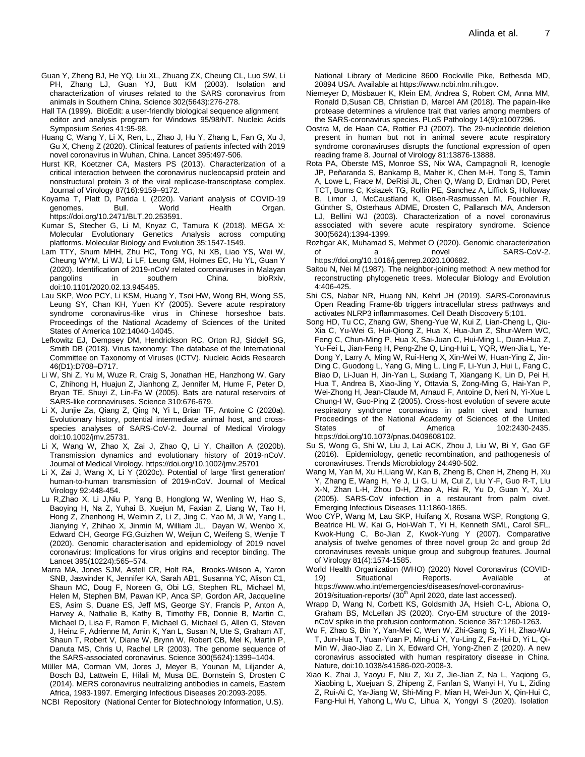Guan Y, Zheng BJ, He YQ, Liu XL, Zhuang ZX, Cheung CL, Luo SW, Li PH, Zhang LJ, Guan YJ, Butt KM (2003). Isolation and characterization of viruses related to the SARS coronavirus from animals in Southern China. Science 302(5643):276-278.

Hall TA (1999). BioEdit: a user-friendly biological sequence alignment editor and analysis program for Windows 95/98/NT. Nucleic Acids Symposium Series 41:95-98.

Huang C, Wang Y, Li X, Ren, L., Zhao J, Hu Y, Zhang L, Fan G, Xu J, Gu X, Cheng Z (2020). Clinical features of patients infected with 2019 novel coronavirus in Wuhan, China. Lancet 395:497-506.

Hurst KR, Koetzner CA, Masters PS (2013). Characterization of a critical interaction between the coronavirus nucleocapsid protein and nonstructural protein 3 of the viral replicase-transcriptase complex. Journal of Virology 87(16):9159–9172.

Koyama T, Platt D, Parida L (2020). Variant analysis of COVID-19 genomes. Bull. World Health Organ. https://doi.org/10.2471/BLT.20.253591.

Kumar S, Stecher G, Li M, Knyaz C, Tamura K (2018). MEGA X: Molecular Evolutionary Genetics Analysis across computing platforms. Molecular Biology and Evolution 35:1547-1549.

Lam TTY, Shum MHH, Zhu HC, Tong YG, Ni XB, Liao YS, Wei W, Cheung WYM, Li WJ, Li LF, Leung GM, Holmes EC, Hu YL, Guan Y (2020). Identification of 2019-nCoV related coronaviruses in Malayan pangolins in southern China. bioRxiv, doi:10.1101/2020.02.13.945485.

Lau SKP, Woo PCY, Li KSM, Huang Y, Tsoi HW, Wong BH, Wong SS, Leung SY, Chan KH, Yuen KY (2005). Severe acute respiratory syndrome coronavirus-like virus in Chinese horseshoe bats. Proceedings of the National Academy of Sciences of the United States of America 102:14040-14045.

Lefkowitz EJ, Dempsey DM, Hendrickson RC, Orton RJ, Siddell SG, Smith DB (2018). Virus taxonomy: The database of the International Committee on Taxonomy of Viruses (ICTV). Nucleic Acids Research 46(D1):D708–D717.

Li W, Shi Z, Yu M, Wuze R, Craig S, Jonathan HE, Hanzhong W, Gary C, Zhihong H, Huajun Z, Jianhong Z, Jennifer M, Hume F, Peter D, Bryan TE, Shuyi Z, Lin-Fa W (2005). Bats are natural reservoirs of SARS-like coronaviruses. Science 310:676-679.

Li X, Junjie Za, Qiang Z, Qing N, Yi L, Brian TF, Antoine C (2020a). Evolutionary history, potential intermediate animal host, and cross-species analyses of SARS-CoV-2. Journal of Medical Virology doi:10.1002/jmv.25731.

Li X, Wang W, Zhao X, Zai J, Zhao Q, Li Y, Chaillon A (2020b). Transmission dynamics and evolutionary history of 2019-nCoV. Journal of Medical Virology. https://doi.org/10.1002/jmv.25701

Li X, Zai J, Wang X, Li Y (2020c). Potential of large 'first generation' human-to-human transmission of 2019-nCoV. Journal of Medical Virology 92:448-454.

Lu R,Zhao X, Li J,Niu P, Yang B, Honglong W, Wenling W, Hao S, Baoying H, Na Z, Yuhai B, Xuejun M, Faxian Z, Liang W, Tao H, Hong Z, Zhenhong H, Weimin Z, Li Z, Jing C, Yao M, Ji W, Yang L, Jianying Y, Zhihao X, Jinmin M, William JL, Dayan W, Wenbo X, Edward CH, George FG,Guizhen W, Weijun C, Weifeng S, Wenjie T (2020). Genomic characterisation and epidemiology of 2019 novel coronavirus: Implications for virus origins and receptor binding. The Lancet 395(10224):565–574.

Marra MA, Jones SJM, Astell CR, Holt RA, Brooks-Wilson A, Yaron SNB, Jaswinder K, Jennifer KA, Sarah AB1, Susanna YC, Alison C1, Shaun MC, Doug F, Noreen G, Obi LG, Stephen RL, Michael M, Helen M, Stephen BM, Pawan KP, Anca SP, Gordon AR, Jacqueline ES, Asim S, Duane ES, Jeff MS, George SY, Francis P, Anton A, Harvey A, Nathalie B, Kathy B, Timothy FB, Donnie B, Martin C, Michael D, Lisa F, Ramon F, Michael G, Michael G, Allen G, Steven J, Heinz F, Adrienne M, Amin K, Yan L, Susan N, Ute S, Graham AT, Shaun T, Robert V, Diane W, Brynn W, Robert CB, Mel K, Martin P, Danuta MS, Chris U, Rachel LR (2003). The genome sequence of the SARS-associated coronavirus. Science 300(5624):1399–1404.

Müller MA, Corman VM, Jores J, Meyer B, Younan M, Liljander A, Bosch BJ, Lattwein E, Hilali M, Musa BE, Bornstein S, Drosten C (2014). MERS coronavirus neutralizing antibodies in camels, Eastern Africa, 1983-1997. Emerging Infectious Diseases 20:2093-2095.

NCBI Repository (National Center for Biotechnology Information, U.S). National Library of Medicine 8600 Rockville Pike, Bethesda MD, 20894 USA. Available at https://www.ncbi.nlm.nih.gov.

Niemeyer D, Mösbauer K, Klein EM, Andrea S, Robert CM, Anna MM, Ronald D,Susan CB, Christian D, Marcel AM (2018). The papain-like protease determines a virulence trait that varies among members of the SARS-coronavirus species. PLoS Pathology 14(9):e1007296.

Oostra M, de Haan CA, Rottier PJ (2007). The 29-nucleotide deletion present in human but not in animal severe acute respiratory syndrome coronaviruses disrupts the functional expression of open reading frame 8. Journal of Virology 81:13876-13888.

Rota PA, Oberste MS, Monroe SS, Nix WA, Campagnoli R, Icenogle JP, Peñaranda S, Bankamp B, Maher K, Chen M-H, Tong S, Tamin A, Lowe L, Frace M, DeRisi JL, Chen Q, Wang D, Erdman DD, Peret TCT, Burns C, Ksiazek TG, Rollin PE, Sanchez A, Liffick S, Holloway B, Limor J, McCaustland K, Olsen-Rasmussen M, Fouchier R, Günther S, Osterhaus ADME, Drosten C, Pallansch MA, Anderson LJ, Bellini WJ (2003). Characterization of a novel coronavirus associated with severe acute respiratory syndrome. Science 300(5624):1394-1399.

Rozhgar AK, Muhamad S, Mehmet O (2020). Genomic characterization of a novel SARS-CoV-2. https://doi.org/10.1016/j.genrep.2020.100682.

Saitou N, Nei M (1987). The neighbor-joining method: A new method for reconstructing phylogenetic trees. Molecular Biology and Evolution 4:406-425.

Shi CS, Nabar NR, Huang NN, Kehrl JH (2019). SARS-Coronavirus Open Reading Frame-8b triggers intracellular stress pathways and activates NLRP3 inflammasomes. Cell Death Discovery 5;101.

Song HD, Tu CC, Zhang GW, Sheng-Yue W, Kui Z, Lian-Cheng L, Qiu-Xia C, Yu-Wei G, Hui-Qiong Z, Hua X, Hua-Jun Z, Shur-Wern WC, Feng C, Chun-Ming P, Hua X, Sai-Juan C, Hui-Ming L, Duan-Hua Z, Yu-Fei L, Jian-Feng H, Peng-Zhe Q, Ling-Hui L, YQR, Wen-Jia L, Ye-Dong Y, Larry A, Ming W, Rui-Heng X, Xin-Wei W, Huan-Ying Z, Jin-Ding C, Guodong L, Yang G, Ming L, Ling F, Li-Yun J, Hui L, Fang C, Biao D, Li-Juan H, Jin-Yan L, Suxiang T, Xiangang K, Lin D, Pei H, Hua T, Andrea B, Xiao-Jing Y, Ottavia S, Zong-Ming G, Hai-Yan P, Wei-Zhong H, Jean-Claude M, Arnaud F, Antoine D, Neri N, Yi-Xue L Chung-I W, Guo-Ping Z (2005). Cross-host evolution of severe acute respiratory syndrome coronavirus in palm civet and human. Proceedings of the National Academy of Sciences of the United States of America 102:2430-2435. https://doi.org/10.1073/pnas.0409608102.

Su S, Wong G, Shi W, Liu J, Lai ACK, Zhou J, Liu W, Bi Y, Gao GF (2016). Epidemiology, genetic recombination, and pathogenesis of coronaviruses. Trends Microbiology 24:490-502.

Wang M, Yan M, Xu H,Liang W, Kan B, Zheng B, Chen H, Zheng H, Xu Y, Zhang E, Wang H, Ye J, Li G, Li M, Cui Z, Liu Y-F, Guo R-T, Liu X-N, Zhan L-H, Zhou D-H, Zhao A, Hai R, Yu D, Guan Y, Xu J (2005). SARS-CoV infection in a restaurant from palm civet. Emerging Infectious Diseases 11:1860-1865.

Woo CYP, Wang M, Lau SKP, Huifang X, Rosana WSP, Rongtong G, Beatrice HL W, Kai G, Hoi-Wah T, Yi H, Kenneth SML, Carol SFL, Kwok-Hung C, Bo-Jian Z, Kwok-Yung Y (2007). Comparative analysis of twelve genomes of three novel group 2c and group 2d coronaviruses reveals unique group and subgroup features. Journal of Virology 81(4):1574-1585.

World Health Organization (WHO) (2020) Novel Coronavirus (COVID-19) Situational Reports. Available at https://www.who.int/emergencies/diseases/novel-coronavirus-2019/situation-reports/ (30th April 2020, date last accessed).

Wrapp D, Wang N, Corbett KS, Goldsmith JA, Hsieh C-L, Abiona O, Graham BS, McLellan JS (2020). Cryo-EM structure of the 2019-nCoV spike in the prefusion conformation. Science 367:1260-1263.

Wu F, Zhao S, Bin Y, Yan-Mei C, Wen W, Zhi-Gang S, Yi H, Zhao-Wu T, Jun-Hua T, Yuan-Yuan P, Ming-Li Y, Yu-Ling Z, Fa-Hui D, Yi L, Qi-Min W, Jiao-Jiao Z, Lin X, Edward CH, Yong-Zhen Z (2020). A new coronavirus associated with human respiratory disease in China. Nature, doi:10.1038/s41586-020-2008-3.

Xiao K, Zhai J, Yaoyu F, Niu Z, Xu Z, Jie-Jian Z, Na L, Yaqiong G, Xiaobing L, Xuejuan S, Zhipeng Z, Fanfan S, Wanyi H, Yu L, Ziding Z, Rui-Ai C, Ya-Jiang W, Shi-Ming P, Mian H, Wei-Jun X, Qin-Hui C, Fang-Hui H, Yahong L, Wu C, Lihua X, Yongyi S (2020). Isolation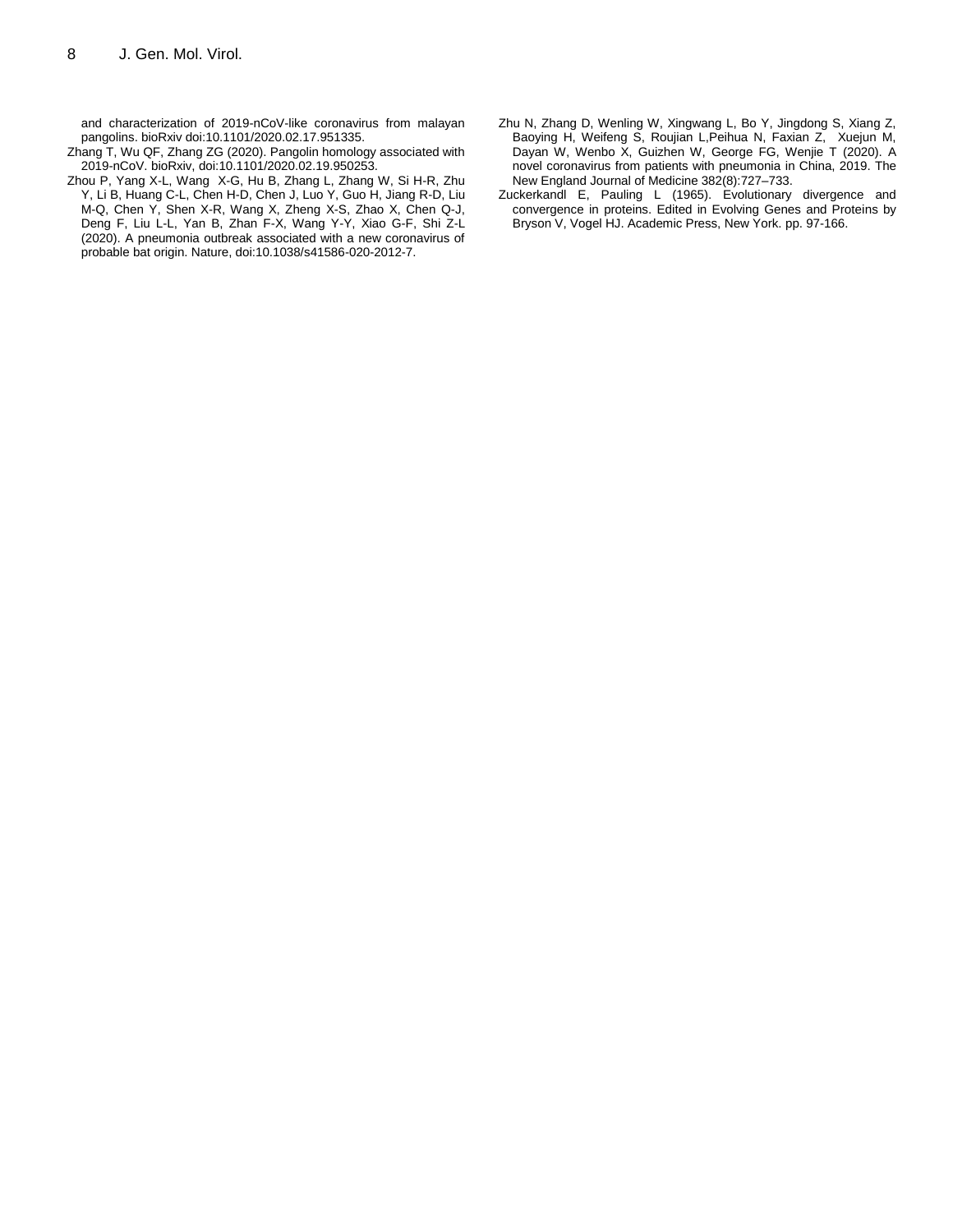and characterization of 2019-nCoV-like coronavirus from malayan pangolins. bioRxiv doi:10.1101/2020.02.17.951335.

Zhang T, Wu QF, Zhang ZG (2020). Pangolin homology associated with 2019-nCoV. bioRxiv, doi:10.1101/2020.02.19.950253.

Zhou P, Yang X-L, Wang X-G, Hu B, Zhang L, Zhang W, Si H-R, Zhu Y, Li B, Huang C-L, Chen H-D, Chen J, Luo Y, Guo H, Jiang R-D, Liu M-Q, Chen Y, Shen X-R, Wang X, Zheng X-S, Zhao X, Chen Q-J, Deng F, Liu L-L, Yan B, Zhan F-X, Wang Y-Y, Xiao G-F, Shi Z-L (2020). A pneumonia outbreak associated with a new coronavirus of probable bat origin. Nature, doi:10.1038/s41586-020-2012-7.

Zhu N, Zhang D, Wenling W, Xingwang L, Bo Y, Jingdong S, Xiang Z, Baoying H, Weifeng S, Roujian L,Peihua N, Faxian Z, Xuejun M, Dayan W, Wenbo X, Guizhen W, George FG, Wenjie T (2020). A novel coronavirus from patients with pneumonia in China, 2019. The New England Journal of Medicine 382(8):727–733.

Zuckerkandl E, Pauling L (1965). Evolutionary divergence and convergence in proteins. Edited in Evolving Genes and Proteins by Bryson V, Vogel HJ. Academic Press, New York. pp. 97-166.